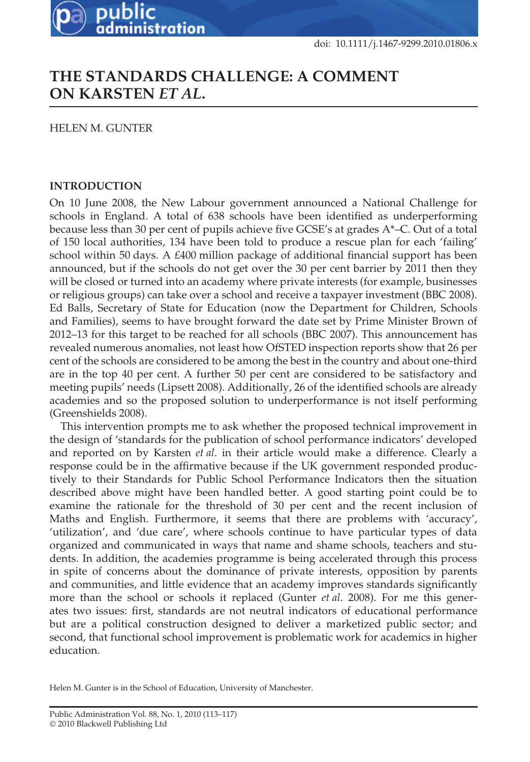doi: 10.1111/j.1467-9299.2010.01806.x

# THE STANDARDS CHALLENGE: A COMMENT ON KARSTEN *ET AL.*

HELEN M. GUNTER

## INTRODUCTION

On 10 June 2008, the New Labour government announced a National Challenge for schools in England. A total of 638 schools have been identified as underperforming because less than 30 per cent of pupils achieve five GCSE's at grades A*–C. Out of a total of 150 local authorities, 134 have been told to produce a rescue plan for each 'failing' school within 50 days. A £400 million package of additional financial support has been announced, but if the schools do not get over the 30 per cent barrier by 2011 then they will be closed or turned into an academy where private interests (for example, businesses or religious groups) can take over a school and receive a taxpayer investment (BBC 2008). Ed Balls, Secretary of State for Education (now the Department for Children, Schools and Families), seems to have brought forward the date set by Prime Minister Brown of 2012–13 for this target to be reached for all schools (BBC 2007). This announcement has revealed numerous anomalies, not least how OfSTED inspection reports show that 26 per cent of the schools are considered to be among the best in the country and about one-third are in the top 40 per cent. A further 50 per cent are considered to be satisfactory and meeting pupils' needs (Lipsett 2008). Additionally, 26 of the identified schools are already academies and so the proposed solution to underperformance is not itself performing (Greenshields 2008).

This intervention prompts me to ask whether the proposed technical improvement in the design of 'standards for the publication of school performance indicators' developed and reported on by Karsten *et al*. in their article would make a difference. Clearly a response could be in the affirmative because if the UK government responded productively to their Standards for Public School Performance Indicators then the situation described above might have been handled better. A good starting point could be to examine the rationale for the threshold of 30 per cent and the recent inclusion of Maths and English. Furthermore, it seems that there are problems with 'accuracy', 'utilization', and 'due care', where schools continue to have particular types of data organized and communicated in ways that name and shame schools, teachers and students. In addition, the academies programme is being accelerated through this process in spite of concerns about the dominance of private interests, opposition by parents and communities, and little evidence that an academy improves standards significantly more than the school or schools it replaced (Gunter *et al*. 2008). For me this generates two issues: first, standards are not neutral indicators of educational performance but are a political construction designed to deliver a marketized public sector; and second, that functional school improvement is problematic work for academics in higher education.

Helen M. Gunter is in the School of Education, University of Manchester.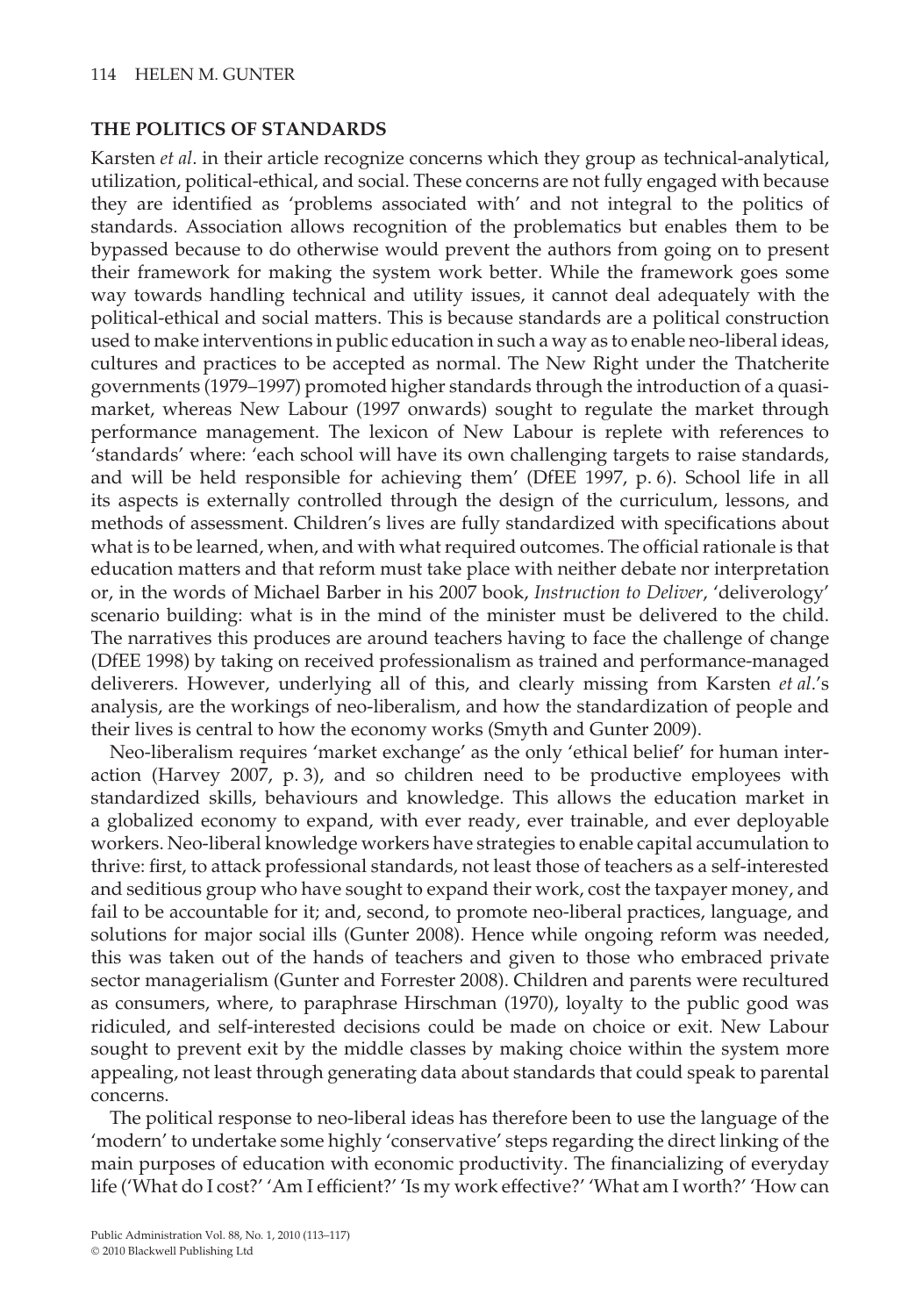## THE POLITICS OF STANDARDS

Karsten *et al*. in their article recognize concerns which they group as technical-analytical, utilization, political-ethical, and social. These concerns are not fully engaged with because they are identified as 'problems associated with' and not integral to the politics of standards. Association allows recognition of the problematics but enables them to be bypassed because to do otherwise would prevent the authors from going on to present their framework for making the system work better. While the framework goes some way towards handling technical and utility issues, it cannot deal adequately with the political-ethical and social matters. This is because standards are a political construction used to make interventions in public education in such a way as to enable neo-liberal ideas, cultures and practices to be accepted as normal. The New Right under the Thatcherite governments (1979–1997) promoted higher standards through the introduction of a quasi-market, whereas New Labour (1997 onwards) sought to regulate the market through performance management. The lexicon of New Labour is replete with references to 'standards' where: 'each school will have its own challenging targets to raise standards, and will be held responsible for achieving them' (DfEE 1997, p. 6). School life in all its aspects is externally controlled through the design of the curriculum, lessons, and methods of assessment. Children's lives are fully standardized with specifications about what is to be learned, when, and with what required outcomes. The official rationale is that education matters and that reform must take place with neither debate nor interpretation or, in the words of Michael Barber in his 2007 book, *Instruction to Deliver*, 'deliverology' scenario building: what is in the mind of the minister must be delivered to the child. The narratives this produces are around teachers having to face the challenge of change (DfEE 1998) by taking on received professionalism as trained and performance-managed deliverers. However, underlying all of this, and clearly missing from Karsten *et al*.'s analysis, are the workings of neo-liberalism, and how the standardization of people and their lives is central to how the economy works (Smyth and Gunter 2009).

Neo-liberalism requires 'market exchange' as the only 'ethical belief' for human interaction (Harvey 2007, p. 3), and so children need to be productive employees with standardized skills, behaviours and knowledge. This allows the education market in a globalized economy to expand, with ever ready, ever trainable, and ever deployable workers. Neo-liberal knowledge workers have strategies to enable capital accumulation to thrive: first, to attack professional standards, not least those of teachers as a self-interested and seditious group who have sought to expand their work, cost the taxpayer money, and fail to be accountable for it; and, second, to promote neo-liberal practices, language, and solutions for major social ills (Gunter 2008). Hence while ongoing reform was needed, this was taken out of the hands of teachers and given to those who embraced private sector managerialism (Gunter and Forrester 2008). Children and parents were recultured as consumers, where, to paraphrase Hirschman (1970), loyalty to the public good was ridiculed, and self-interested decisions could be made on choice or exit. New Labour sought to prevent exit by the middle classes by making choice within the system more appealing, not least through generating data about standards that could speak to parental concerns.

The political response to neo-liberal ideas has therefore been to use the language of the 'modern' to undertake some highly 'conservative' steps regarding the direct linking of the main purposes of education with economic productivity. The financializing of everyday life ('What do I cost?' 'Am I efficient?' 'Is my work effective?' 'What am I worth?' 'How can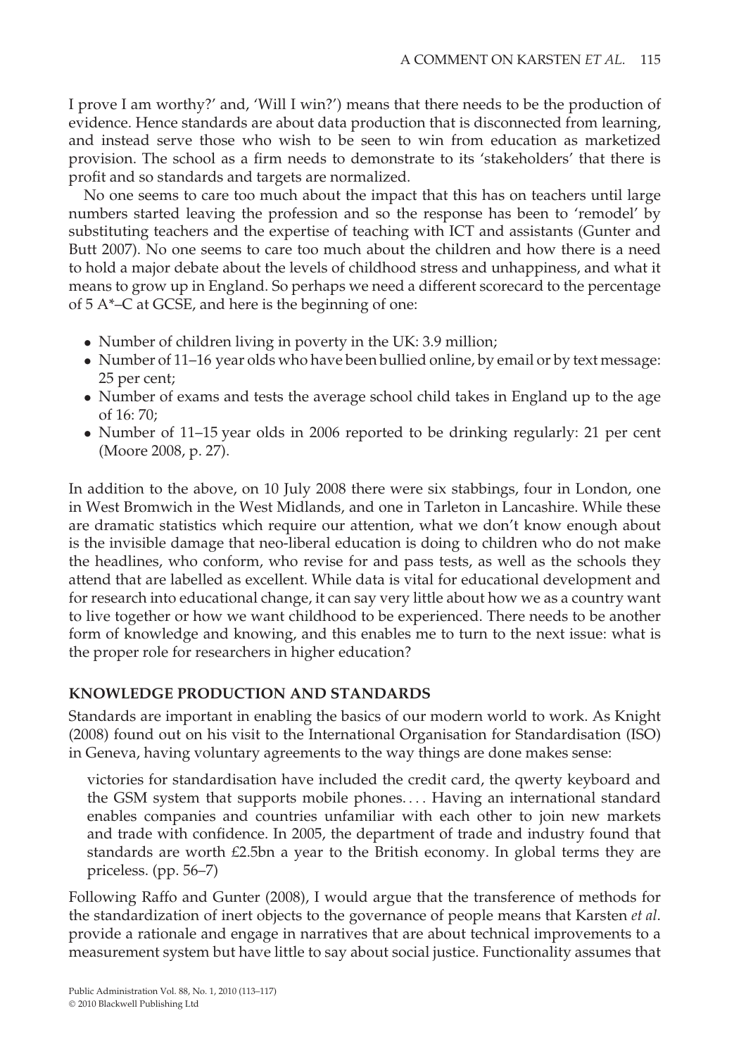I prove I am worthy?' and, 'Will I win?') means that there needs to be the production of evidence. Hence standards are about data production that is disconnected from learning, and instead serve those who wish to be seen to win from education as marketized provision. The school as a firm needs to demonstrate to its 'stakeholders' that there is profit and so standards and targets are normalized.

No one seems to care too much about the impact that this has on teachers until large numbers started leaving the profession and so the response has been to 'remodel' by substituting teachers and the expertise of teaching with ICT and assistants (Gunter and Butt 2007). No one seems to care too much about the children and how there is a need to hold a major debate about the levels of childhood stress and unhappiness, and what it means to grow up in England. So perhaps we need a different scorecard to the percentage of 5 A*–C at GCSE, and here is the beginning of one:

- Number of children living in poverty in the UK: 3.9 million;
- Number of 11–16 year olds who have been bullied online, by email or by text message: 25 per cent;
- Number of exams and tests the average school child takes in England up to the age of 16: 70;
- Number of 11–15 year olds in 2006 reported to be drinking regularly: 21 per cent (Moore 2008, p. 27).

In addition to the above, on 10 July 2008 there were six stabbings, four in London, one in West Bromwich in the West Midlands, and one in Tarleton in Lancashire. While these are dramatic statistics which require our attention, what we don't know enough about is the invisible damage that neo-liberal education is doing to children who do not make the headlines, who conform, who revise for and pass tests, as well as the schools they attend that are labelled as excellent. While data is vital for educational development and for research into educational change, it can say very little about how we as a country want to live together or how we want childhood to be experienced. There needs to be another form of knowledge and knowing, and this enables me to turn to the next issue: what is the proper role for researchers in higher education?

## KNOWLEDGE PRODUCTION AND STANDARDS

Standards are important in enabling the basics of our modern world to work. As Knight (2008) found out on his visit to the International Organisation for Standardisation (ISO) in Geneva, having voluntary agreements to the way things are done makes sense:

> victories for standardisation have included the credit card, the qwerty keyboard and the GSM system that supports mobile phones. . . . Having an international standard enables companies and countries unfamiliar with each other to join new markets and trade with confidence. In 2005, the department of trade and industry found that standards are worth £2.5bn a year to the British economy. In global terms they are priceless. (pp. 56–7)

Following Raffo and Gunter (2008), I would argue that the transference of methods for the standardization of inert objects to the governance of people means that Karsten *et al*. provide a rationale and engage in narratives that are about technical improvements to a measurement system but have little to say about social justice. Functionality assumes that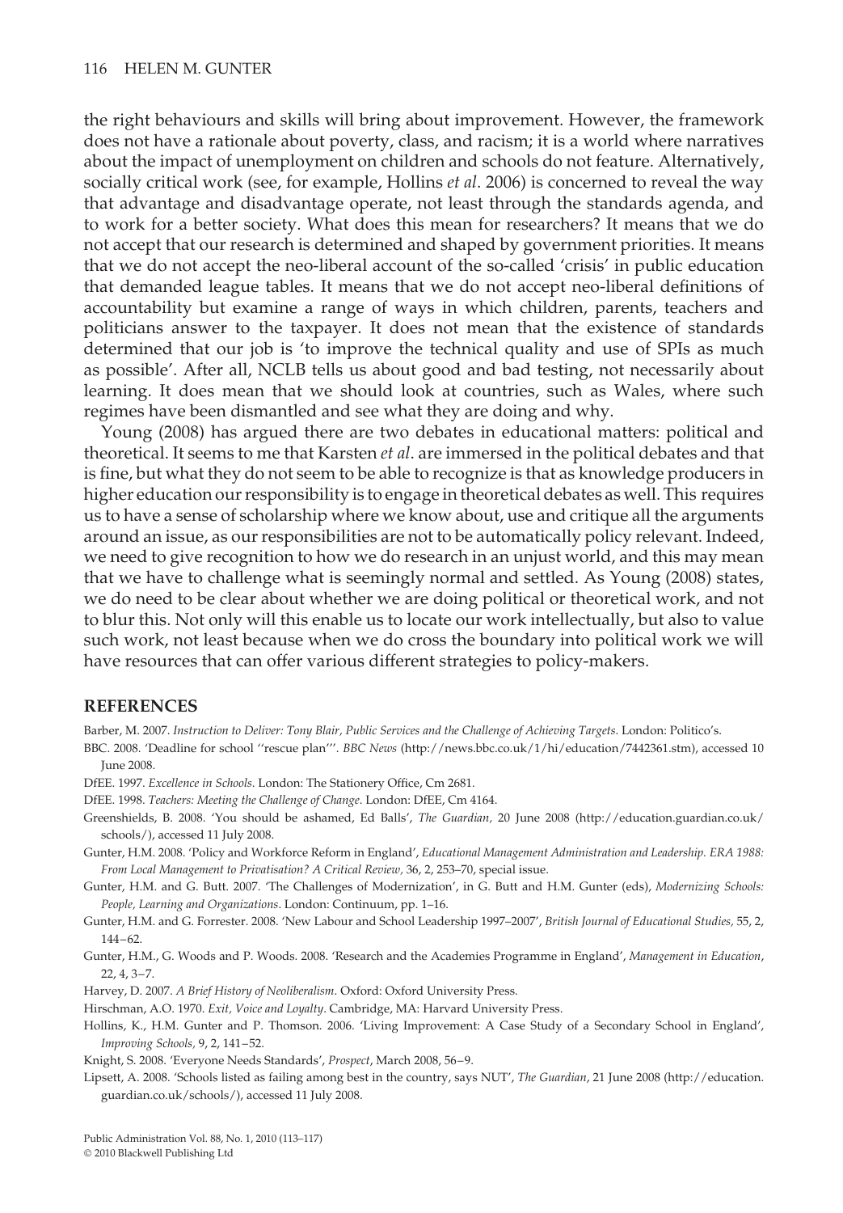the right behaviours and skills will bring about improvement. However, the framework does not have a rationale about poverty, class, and racism; it is a world where narratives about the impact of unemployment on children and schools do not feature. Alternatively, socially critical work (see, for example, Hollins *et al*. 2006) is concerned to reveal the way that advantage and disadvantage operate, not least through the standards agenda, and to work for a better society. What does this mean for researchers? It means that we do not accept that our research is determined and shaped by government priorities. It means that we do not accept the neo-liberal account of the so-called 'crisis' in public education that demanded league tables. It means that we do not accept neo-liberal definitions of accountability but examine a range of ways in which children, parents, teachers and politicians answer to the taxpayer. It does not mean that the existence of standards determined that our job is 'to improve the technical quality and use of SPIs as much as possible'. After all, NCLB tells us about good and bad testing, not necessarily about learning. It does mean that we should look at countries, such as Wales, where such regimes have been dismantled and see what they are doing and why.

Young (2008) has argued there are two debates in educational matters: political and theoretical. It seems to me that Karsten *et al*. are immersed in the political debates and that is fine, but what they do not seem to be able to recognize is that as knowledge producers in higher education our responsibility is to engage in theoretical debates as well. This requires us to have a sense of scholarship where we know about, use and critique all the arguments around an issue, as our responsibilities are not to be automatically policy relevant. Indeed, we need to give recognition to how we do research in an unjust world, and this may mean that we have to challenge what is seemingly normal and settled. As Young (2008) states, we do need to be clear about whether we are doing political or theoretical work, and not to blur this. Not only will this enable us to locate our work intellectually, but also to value such work, not least because when we do cross the boundary into political work we will have resources that can offer various different strategies to policy-makers.

## REFERENCES

Barber, M. 2007. *Instruction to Deliver: Tony Blair, Public Services and the Challenge of Achieving Targets*. London: Politico's.

BBC. 2008. 'Deadline for school "rescue plan"'. *BBC News* (http://news.bbc.co.uk/1/hi/education/7442361.stm), accessed 10 June 2008.

DfEE. 1997. *Excellence in Schools*. London: The Stationery Office, Cm 2681.

DfEE. 1998. *Teachers: Meeting the Challenge of Change*. London: DfEE, Cm 4164.

Greenshields, B. 2008. 'You should be ashamed, Ed Balls', *The Guardian*, 20 June 2008 (http://education.guardian.co.uk/schools/), accessed 11 July 2008.

Gunter, H.M. 2008. 'Policy and Workforce Reform in England', *Educational Management Administration and Leadership. ERA 1988: From Local Management to Privatisation? A Critical Review*, 36, 2, 253–70, special issue.

Gunter, H.M. and G. Butt. 2007. 'The Challenges of Modernization', in G. Butt and H.M. Gunter (eds), *Modernizing Schools: People, Learning and Organizations*. London: Continuum, pp. 1–16.

Gunter, H.M. and G. Forrester. 2008. 'New Labour and School Leadership 1997–2007', *British Journal of Educational Studies*, 55, 2, 144–62.

Gunter, H.M., G. Woods and P. Woods. 2008. 'Research and the Academies Programme in England', *Management in Education*, 22, 4, 3–7.

Harvey, D. 2007. *A Brief History of Neoliberalism*. Oxford: Oxford University Press.

Hirschman, A.O. 1970. *Exit, Voice and Loyalty*. Cambridge, MA: Harvard University Press.

Hollins, K., H.M. Gunter and P. Thomson. 2006. 'Living Improvement: A Case Study of a Secondary School in England', *Improving Schools*, 9, 2, 141–52.

Knight, S. 2008. 'Everyone Needs Standards', *Prospect*, March 2008, 56–9.

Lipsett, A. 2008. 'Schools listed as failing among best in the country, says NUT', *The Guardian*, 21 June 2008 (http://education.guardian.co.uk/schools/), accessed 11 July 2008.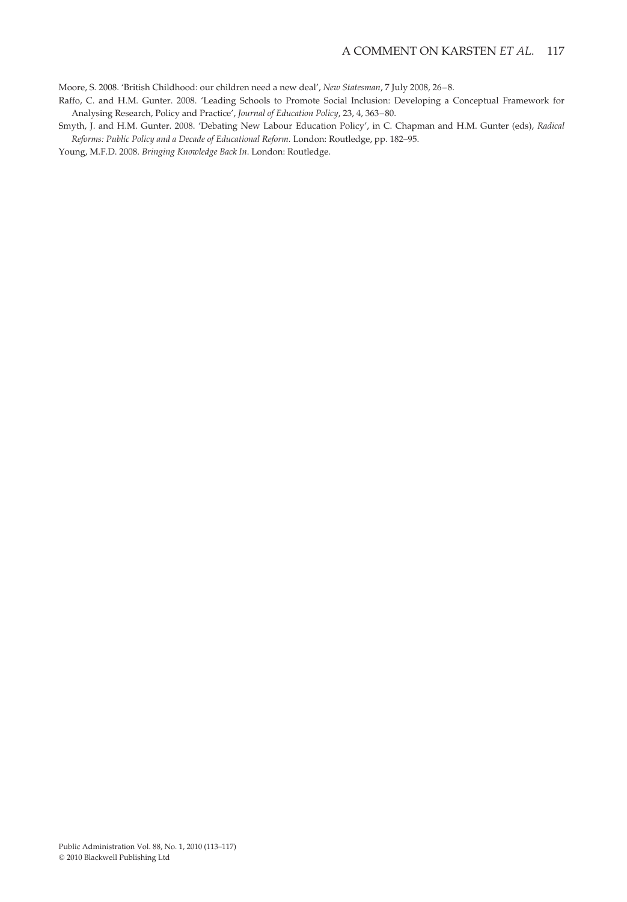Moore, S. 2008. 'British Childhood: our children need a new deal', *New Statesman*, 7 July 2008, 26–8.

Raffo, C. and H.M. Gunter. 2008. 'Leading Schools to Promote Social Inclusion: Developing a Conceptual Framework for Analysing Research, Policy and Practice', *Journal of Education Policy*, 23, 4, 363–80.

Smyth, J. and H.M. Gunter. 2008. 'Debating New Labour Education Policy', in C. Chapman and H.M. Gunter (eds), *Radical Reforms: Public Policy and a Decade of Educational Reform.* London: Routledge, pp. 182–95.

Young, M.F.D. 2008. *Bringing Knowledge Back In*. London: Routledge.